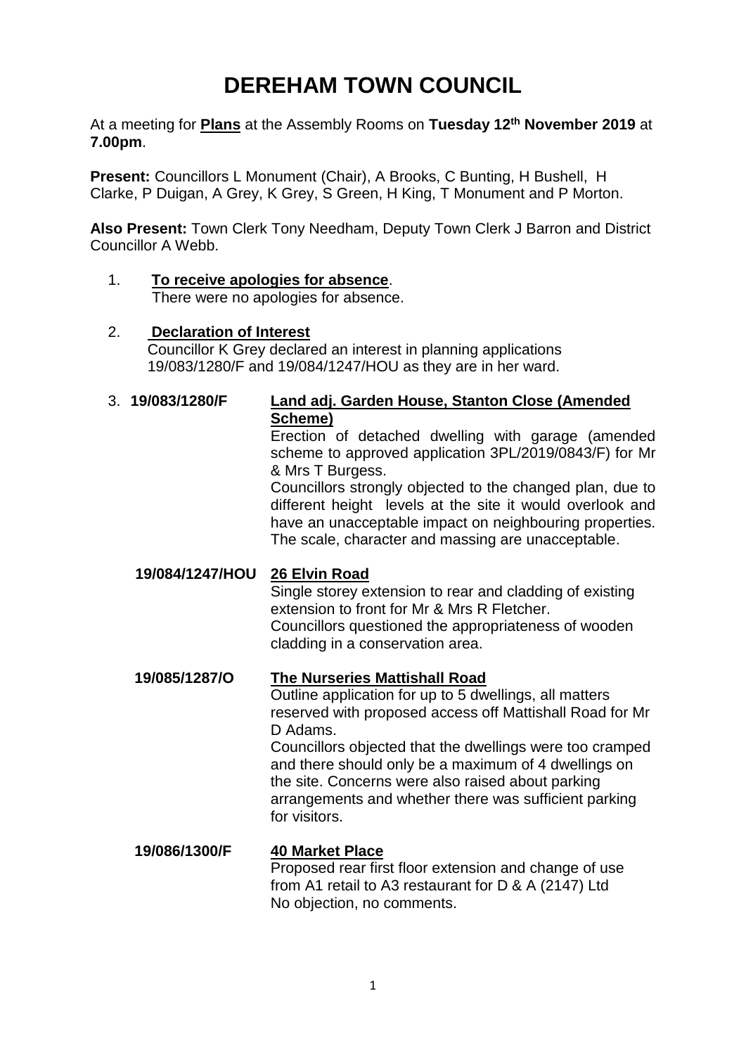# DEREHAM TOWN COUNCIL

At a meeting for **Plans** at the Assembly Rooms on **Tuesday 12th November 2019** at **7.00pm**.

**Present:** Councillors L Monument (Chair), A Brooks, C Bunting, H Bushell, H Clarke, P Duigan, A Grey, K Grey, S Green, H King, T Monument and P Morton.

**Also Present:** Town Clerk Tony Needham, Deputy Town Clerk J Barron and District Councillor A Webb.

1. **To receive apologies for absence**.
   There were no apologies for absence.

2. **Declaration of Interest**
   Councillor K Grey declared an interest in planning applications 19/083/1280/F and 19/084/1247/HOU as they are in her ward.

3. **19/083/1280/F** — **Land adj. Garden House, Stanton Close (Amended Scheme)**
   Erection of detached dwelling with garage (amended scheme to approved application 3PL/2019/0843/F) for Mr & Mrs T Burgess.
   Councillors strongly objected to the changed plan, due to different height levels at the site it would overlook and have an unacceptable impact on neighbouring properties. The scale, character and massing are unacceptable.

   **19/084/1247/HOU** — **26 Elvin Road**
   Single storey extension to rear and cladding of existing extension to front for Mr & Mrs R Fletcher.
   Councillors questioned the appropriateness of wooden cladding in a conservation area.

   **19/085/1287/O** — **The Nurseries Mattishall Road**
   Outline application for up to 5 dwellings, all matters reserved with proposed access off Mattishall Road for Mr D Adams.
   Councillors objected that the dwellings were too cramped and there should only be a maximum of 4 dwellings on the site. Concerns were also raised about parking arrangements and whether there was sufficient parking for visitors.

   **19/086/1300/F** — **40 Market Place**
   Proposed rear first floor extension and change of use from A1 retail to A3 restaurant for D & A (2147) Ltd
   No objection, no comments.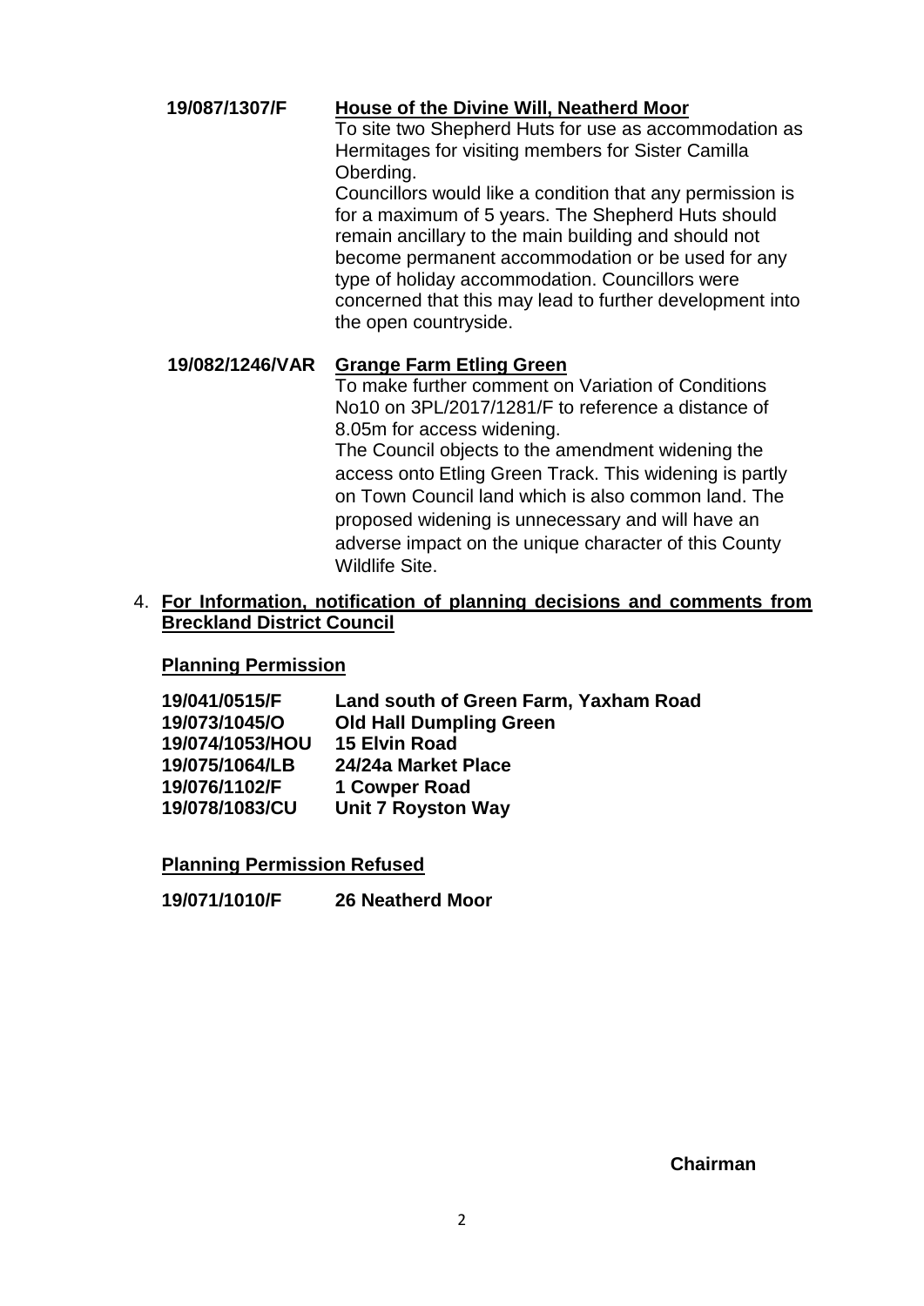**19/087/1307/F** **House of the Divine Will, Neatherd Moor**

To site two Shepherd Huts for use as accommodation as Hermitages for visiting members for Sister Camilla Oberding.

Councillors would like a condition that any permission is for a maximum of 5 years. The Shepherd Huts should remain ancillary to the main building and should not become permanent accommodation or be used for any type of holiday accommodation. Councillors were concerned that this may lead to further development into the open countryside.

**19/082/1246/VAR** **Grange Farm Etling Green**

To make further comment on Variation of Conditions No10 on 3PL/2017/1281/F to reference a distance of 8.05m for access widening.

The Council objects to the amendment widening the access onto Etling Green Track. This widening is partly on Town Council land which is also common land. The proposed widening is unnecessary and will have an adverse impact on the unique character of this County Wildlife Site.

4. **For Information, notification of planning decisions and comments from Breckland District Council**

**Planning Permission**

| | |
|---|---|
| **19/041/0515/F** | **Land south of Green Farm, Yaxham Road** |
| **19/073/1045/O** | **Old Hall Dumpling Green** |
| **19/074/1053/HOU** | **15 Elvin Road** |
| **19/075/1064/LB** | **24/24a Market Place** |
| **19/076/1102/F** | **1 Cowper Road** |
| **19/078/1083/CU** | **Unit 7 Royston Way** |

**Planning Permission Refused**

| | |
|---|---|
| **19/071/1010/F** | **26 Neatherd Moor** |

**Chairman**